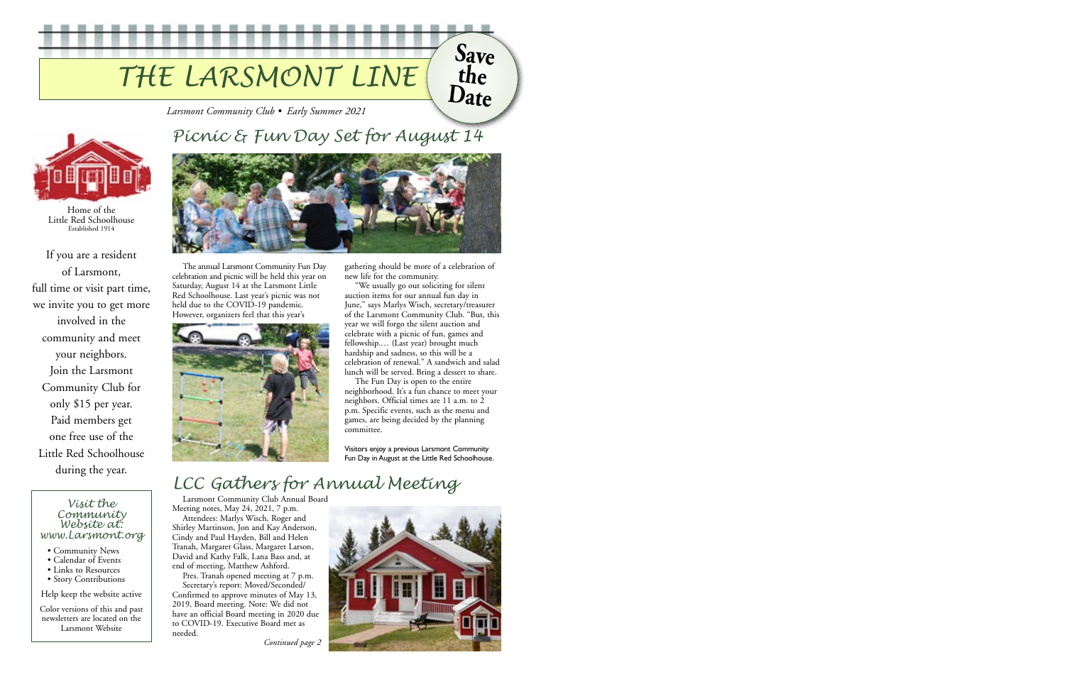# THE LARSMONT LINE

**Save the Date**

*Larsmont Community Club • Early Summer 2021*

Home of the
Little Red Schoolhouse
Established 1914

If you are a resident of Larsmont, full time or visit part time, we invite you to get more involved in the community and meet your neighbors. Join the Larsmont Community Club for only $15 per year. Paid members get one free use of the Little Red Schoolhouse during the year.

*Visit the Community Website at: www.Larsmont.org*

- Community News
- Calendar of Events
- Links to Resources
- Story Contributions

Help keep the website active

Color versions of this and past newsletters are located on the Larsmont Website

## Picnic & Fun Day Set for August 14

The annual Larsmont Community Fun Day celebration and picnic will be held this year on Saturday, August 14 at the Larsmont Little Red Schoolhouse. Last year's picnic was not held due to the COVID-19 pandemic. However, organizers feel that this year's gathering should be more of a celebration of new life for the community.

"We usually go out soliciting for silent auction items for our annual fun day in June," says Marlys Wisch, secretary/treasurer of the Larsmont Community Club. "But, this year we will forgo the silent auction and celebrate with a picnic of fun, games and fellowship.… (Last year) brought much hardship and sadness, so this will be a celebration of renewal." A sandwich and salad lunch will be served. Bring a dessert to share.

The Fun Day is open to the entire neighborhood. It's a fun chance to meet your neighbors. Official times are 11 a.m. to 2 p.m. Specific events, such as the menu and games, are being decided by the planning committee.

Visitors enjoy a previous Larsmont Community Fun Day in August at the Little Red Schoolhouse.

## LCC Gathers for Annual Meeting

Larsmont Community Club Annual Board Meeting notes, May 24, 2021, 7 p.m.

Attendees: Marlys Wisch, Roger and Shirley Martinson, Jon and Kay Anderson, Cindy and Paul Hayden, Bill and Helen Tranah, Margaret Glass, Margaret Larson, David and Kathy Falk, Lana Bass and, at end of meeting, Matthew Ashford.

Pres. Tranah opened meeting at 7 p.m.

Secretary's report: Moved/Seconded/Confirmed to approve minutes of May 13, 2019, Board meeting. Note: We did not have an official Board meeting in 2020 due to COVID-19. Executive Board met as needed.

*Continued page 2*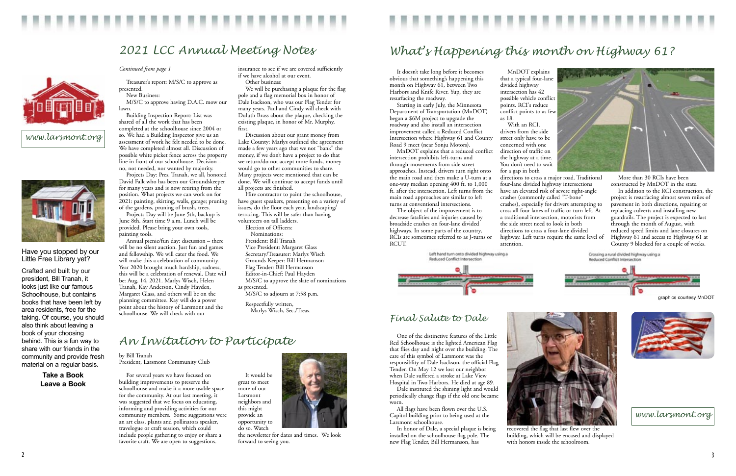# 2021 LCC Annual Meeting Notes

*Continued from page 1*

Treasurer's report: M/S/C to approve as presented.

New Business:

M/S/C to approve having D.A.C. mow our lawn.

Building Inspection Report: List was shared of all the work that has been completed at the schoolhouse since 2004 or so. We had a Building Inspector give us an assessment of work he felt needed to be done. We have completed almost all. Discussion of possible white picket fence across the property line in front of our schoolhouse. Decision – no, not needed, nor wanted by majority.

Projects Day: Pres. Tranah, we all, honored David Falk who has been our Groundskeeper for many years and is now retiring from the position. What projects we can work on for 2021: painting, skirting, walls, garage; pruning of the gardens, pruning of brush, trees.

Projects Day will be June 5th, backup is June 8th. Start time 9 a.m. Lunch will be provided. Please bring your own tools, painting tools.

Annual picnic/fun day: discussion – there will be no silent auction. Just fun and games and fellowship. We will cater the food. We will make this a celebration of community. Year 2020 brought much hardship, sadness, this will be a celebration of renewal. Date will be: Aug. 14, 2021. Marlys Wisch, Helen Tranah, Kay Anderson, Cindy Hayden, Margaret Glass, and others will be on the planning committee. Kay will do a power point about the history of Larsmont and the schoolhouse. We will check with our insurance to see if we are covered sufficiently if we have alcohol at our event.

Other business:

We will be purchasing a plaque for the flag pole and a flag memorial box in honor of Dale Isackson, who was our Flag Tender for many years. Paul and Cindy will check with Duluth Brass about the plaque, checking the existing plaque, in honor of Mr. Murphy, first.

Discussion about our grant money from Lake County: Marlys outlined the agreement made a few years ago that we not "bank" the money, if we don't have a project to do that we return/do not accept more funds, money would go to other communities to share. Many projects were mentioned that can be done. We will continue to accept funds until all projects are finished.

Hire contractor to paint the schoolhouse, have guest speakers, presenting on a variety of issues, do the floor each year, landscaping/terracing. This will be safer than having volunteers on tall ladders.

Election of Officers:

Nominations:

President: Bill Tranah
Vice President: Margaret Glass
Secretary/Treasurer: Marlys Wisch
Grounds Keeper: Bill Hermanson
Flag Tender: Bill Hermanson
Editor-in-Chief: Paul Hayden

M/S/C to approve the slate of nominations as presented.

M/S/C to adjourn at 7:58 p.m.

Respectfully written,
Marlys Wisch, Sec./Treas.

www.larsmont.org

Have you stopped by our Little Free Library yet?

Crafted and built by our president, Bill Tranah, it looks just like our famous Schoolhouse, but contains books that have been left by area residents, free for the taking. Of course, you should also think about leaving a book of your choosing behind. This is a fun way to share with our friends in the community and provide fresh material on a regular basis.

**Take a Book**
**Leave a Book**

# An Invitation to Participate

by Bill Tranah
President, Larsmont Community Club

For several years we have focused on building improvements to preserve the schoolhouse and make it a more usable space for the community. At our last meeting, it was suggested that we focus on educating, informing and providing activities for our community members. Some suggestions were an art class, plants and pollinators speaker, travelogue or craft session, which could include people gathering to enjoy or share a favorite craft. We are open to suggestions.

It would be great to meet more of our Larsmont neighbors and this might provide an opportunity to do so. Watch the newsletter for dates and times. We look forward to seeing you.

# What's Happening this month on Highway 61?

It doesn't take long before it becomes obvious that something's happening this month on Highway 61, between Two Harbors and Knife River. Yup, they are resurfacing the roadway.

Starting in early July, the Minnesota Department of Transportation (MnDOT) began a $6M project to upgrade the roadway and also install an intersection improvement called a Reduced Conflict Intersection where Highway 61 and County Road 9 meet (near Sonju Motors).

MnDOT explains that a reduced conflict intersection prohibits left-turns and through-movements from side street approaches. Instead, drivers turn right onto the main road and then make a U-turn at a one-way median opening 400 ft. to 1,000 ft. after the intersection. Left turns from the main road approaches are similar to left turns at conventional intersections.

The object of the improvement is to decrease fatalities and injuries caused by broadside crashes on four-lane divided highways. In some parts of the country, RCIs are sometimes referred to as J-turns or RCUT.

MnDOT explains that a typical four-lane divided highway intersection has 42 possible vehicle conflict points. RCI's reduce conflict points to as few as 18.

With an RCI, drivers from the side street only have to be concerned with one direction of traffic on the highway at a time. You don't need to wait for a gap in both directions to cross a major road. Traditional four-lane divided highway intersections have an elevated risk of severe right-angle crashes (commonly called "T-bone" crashes), especially for drivers attempting to cross all four lanes of traffic or turn left. At a traditional intersection, motorists from the side street need to look in both directions to cross a four-lane divided highway. Left turns require the same level of attention.

More than 30 RCIs have been constructed by MnDOT in the state.

In addition to the RCI construction, the project is resurfacing almost seven miles of pavement in both directions, repairing or replacing culverts and installing new guardrails. The project is expected to last through the month of August, with reduced speed limits and lane closures on Highway 61 and access to Highway 61 at County 9 blocked for a couple of weeks.

Left hand turn onto divided highway using a Reduced Conflict Intersection

Crossing a rural divided highway using a Reduced Conflict Intersection

graphics courtesy MnDOT

# Final Salute to Dale

One of the distinctive features of the Little Red Schoolhouse is the lighted American Flag that flies day and night over the building. The care of this symbol of Larsmont was the responsiblity of Dale Isackson, the official Flag Tender. On May 12 we lost our neighbor when Dale suffered a stroke at Lake View Hospital in Two Harbors. He died at age 89.

Dale instituted the shining light and would periodically change flags if the old one became worn.

All flags have been flown over the U.S. Capitol building prior to being used at the Larsmont schoolhouse.

In honor of Dale, a special plaque is being installed on the schoolhouse flag pole. The new Flag Tender, Bill Hermanson, has recovered the flag that last flew over the building, which will be encased and displayed with honors inside the schoolroom.

www.larsmont.org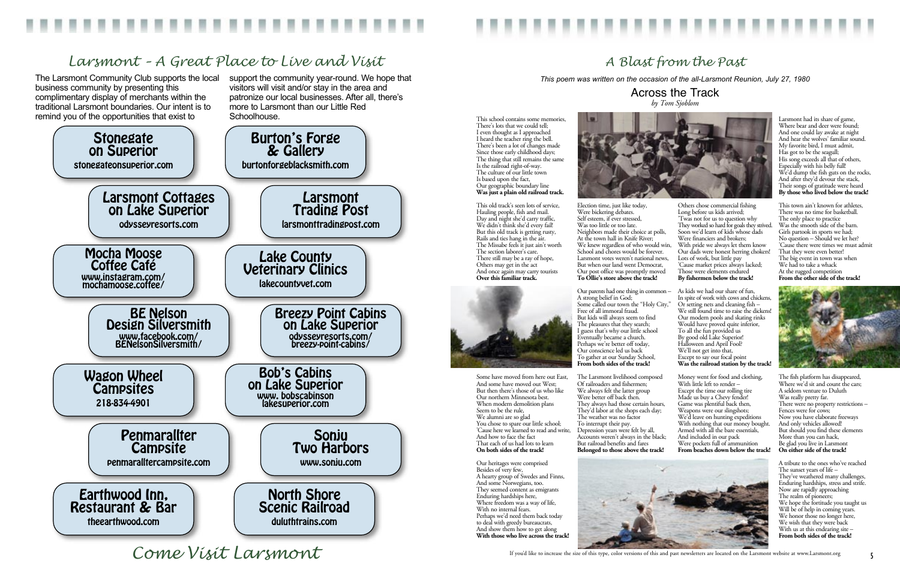# Larsmont – A Great Place to Live and Visit

The Larsmont Community Club supports the local business community by presenting this complimentary display of merchants within the traditional Larsmont boundaries. Our intent is to remind you of the opportunities that exist to support the community year-round. We hope that visitors will visit and/or stay in the area and patronize our local businesses. After all, there's more to Larsmont than our Little Red Schoolhouse.

**Stonegate on Superior**
stonegateonsuperior.com

**Burton's Forge & Gallery**
burtonforgeblacksmith.com

**Larsmont Cottages on Lake Superior**
odysseyresorts.com

**Larsmont Trading Post**
larsmonttradingpost.com

**Mocha Moose Coffee Café**
www.instagram.com/mochamoose.coffee/

**Lake County Veterinary Clinics**
lakecountyvet.com

**BE Nelson Design Silversmith**
www.facebook.com/BENelsonSilversmith/

**Breezy Point Cabins on Lake Superior**
odysseyresorts.com/breezy-point-cabins/

**Wagon Wheel Campsites**
218-834-4901

**Bob's Cabins on Lake Superior**
www.bobscabinsonlakesuperior.com

**Penmarallter Campsite**
penmarralltercampsite.com

**Sonju Two Harbors**
www.sonju.com

**Earthwood Inn, Restaurant & Bar**
theearthwood.com

**North Shore Scenic Railroad**
duluthtrains.com

## Come Visit Larsmont

# A Blast from the Past

*This poem was written on the occasion of the all-Larsmont Reunion, July 27, 1980*

## Across the Track

*by Tom Sjoblom*

This school contains some memories,
There's lots that we could tell;
I even thought as I approached
I heard the teacher ring the bell.
There's been a lot of changes made
Since those early childhood days;
The thing that still remains the same
Is the railroad right-of-way.
The culture of our little town
Is based upon the fact,
Our geographic boundary line
**Was just a plain old railroad track.**

This old track's seen lots of service,
Hauling people, fish and mail.
Day and night she'd carry traffic,
We didn't think she'd every fail!
But this old track is getting rusty,
Rails and ties hang in the air.
The Missabe feels it just ain't worth
The section laborer's care.
There still may be a ray of hope,
Others may get in the act
And once again may carry tourists
**Over this familiar track.**

Some have moved from here out East,
And some have moved out West;
But then there's those of us who like
Our northern Minnesota best.
When modern demolition plans
Seem to be the rule,
We alumni are so glad
You chose to spare our little school;
'Cause here we learned to read and write,
And how to face the fact
That each of us had lots to learn
**On both sides of the track!**

Our heritages were comprised
Besides of very few,
A hearty group of Swedes and Finns,
And some Norwegians, too.
They seemed content as emigrants
Enduring hardships here,
Where freedom was a way of life,
With no internal fears.
Perhaps we'd need them back today
to deal with greedy bureaucrats,
And show them how to get along
**With those who live across the track!**

Election time, just like today,
Were bickering debates.
Self esteem, if ever stressed,
Was too little or too late.
Neighbors made their choice at polls,
At the town hall in Knife River;
We knew regardless of who would win,
School and chores would be forever.
Larsmont votes weren't national news,
But when our land went Democrat,
Our post office was promptly moved
**To Ollie's store above the track!**

Our parents had one thing in common –
A strong belief in God;
Some called our town the "Holy City,"
Free of all immoral fraud.
But kids will always seem to find
The pleasures that they search;
I guess that's why our little school
Eventually became a church.
Perhaps we're better off today,
Our conscience led us back
To gather at our Sunday School,
**From both sides of the track!**

The Larsmont livelihood composed
Of railroaders and fishermen;
We always felt the latter group
Were better off back then.
They always had those certain hours,
They'd labor at the shops each day;
The weather was no factor
To interrupt their pay.
Depression years were felt by all,
Accounts weren't always in the black;
But railroad benefits and fares
**Belonged to those above the track!**

Others chose commercial fishing
Long before us kids arrived;
'Twas not for us to question why
They worked so hard for goals they strived.
Soon we'd learn of kids whose dads
Were financiers and brokers;
With pride we always let them know
Our dads were honest herring chokers!
Lots of work, but little pay
'Cause market prices always lacked;
Those were elements endured
**By fishermen below the track!**

As kids we had our share of fun,
In spite of work with cows and chickens,
Or setting nets and cleaning fish –
We still found time to raise the dickens!
Our modern pools and skating rinks
Would have proved quite inferior,
To all the fun provided us
By good old Lake Superior!
Halloween and April Fool?
We'll not get into that,
Except to say our focal point
**Was the railroad station by the track!**

Money went for food and clothing,
With little left to render –
Except the time our rolling tire
Made us buy a Chevy fender!
Game was plentiful back then,
Weapons were our slingshots;
We'd leave on hunting expeditions
With nothing that our money bought.
Armed with all the bare essentials,
And included in our pack
Were pockets full of ammunition
**From beaches down below the track!**

Larsmont had its share of game,
Where bear and deer were found;
And one could lay awake at night
And hear the wolves' familiar sound.
My favorite bird, I must admit,
Has got to be the seagull;
His song exceeds all that of others,
Especially with his belly full!
We'd dump the fish guts on the rocks,
And after they'd devour the stack,
Their songs of gratitude were heard
**By those who lived below the track!**

This town ain't known for athletes,
There was no time for basketball.
The only place to practice
Was the smooth side of the barn.
Girls partook in sports we had;
No question – Should we let her?
'Cause there were times we must admit
That they were even better!
The big event in town was when
We had to take a whack
At the rugged competition
**From the other side of the track!**

The fish platform has disappeared,
Where we'd sit and count the cars;
A seldom venture to Duluth
Was really pretty far.
There were no property restrictions –
Fences were for cows;
Now you have elaborate freeways
And only vehicles allowed!
But should you find these elements
More than you can hack,
Be glad you live in Larsmont
**On either side of the track!**

A tribute to the ones who've reached
The sunset years of life –
They've weathered many challenges,
Enduring hardships, stress and strife.
Now are rapidly approaching
The realm of pioneers;
We hope the fortitude you taught us
Will be of help in coming years.
We honor those no longer here,
We wish that they were back
With us at this endearing site –
**From both sides of the track!**

If you'd like to increase the size of this type, color versions of this and past newsletters are located on the Larsmont website at www.Larsmont.org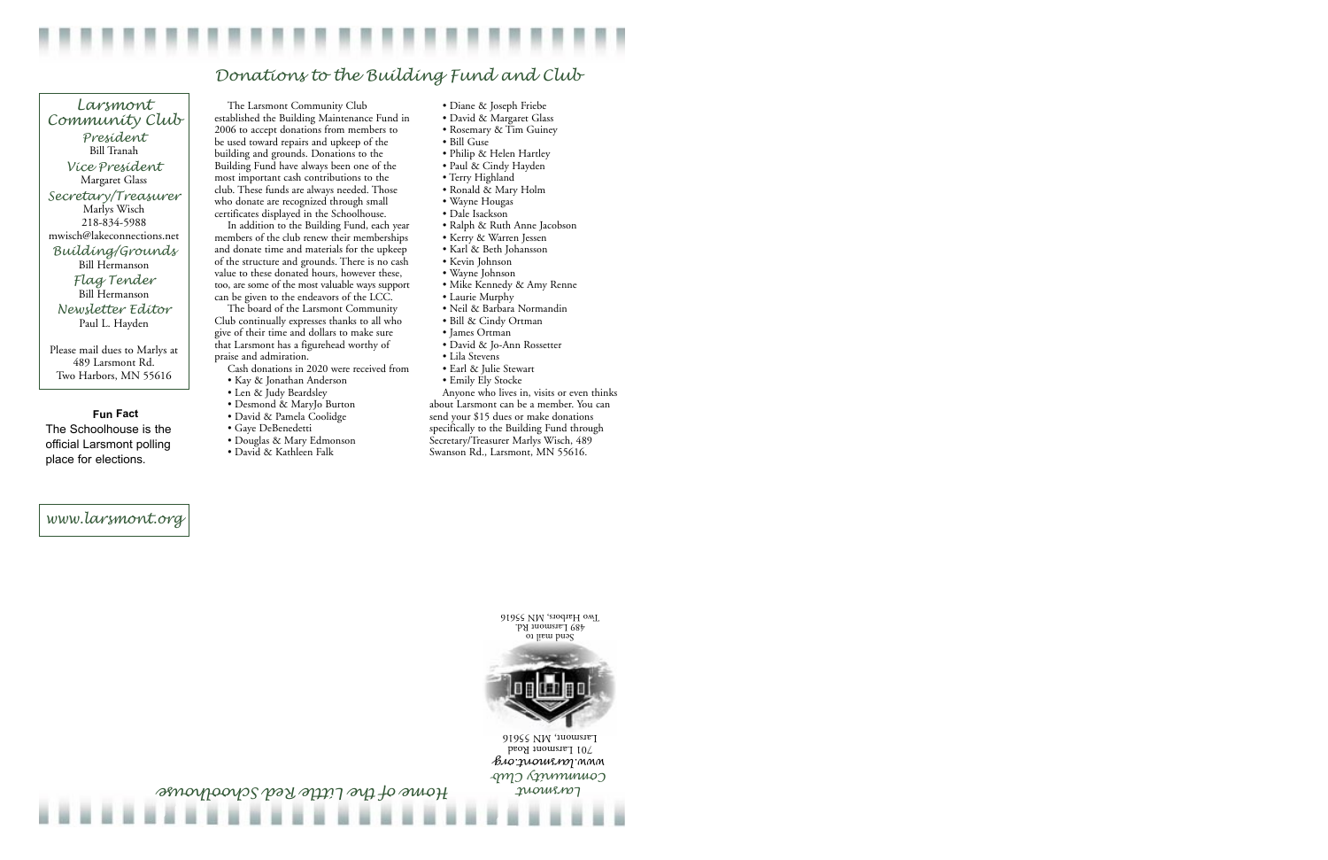## Donations to the Building Fund and Club

**Larsmont Community Club**

*President*
Bill Tranah

*Vice President*
Margaret Glass

*Secretary/Treasurer*
Marlys Wisch
218-834-5988
mwisch@lakeconnections.net

*Building/Grounds*
Bill Hermanson

*Flag Tender*
Bill Hermanson

*Newsletter Editor*
Paul L. Hayden

Please mail dues to Marlys at
489 Larsmont Rd.
Two Harbors, MN 55616

**Fun Fact**
The Schoolhouse is the official Larsmont polling place for elections.

*www.larsmont.org*

The Larsmont Community Club established the Building Maintenance Fund in 2006 to accept donations from members to be used toward repairs and upkeep of the building and grounds. Donations to the Building Fund have always been one of the most important cash contributions to the club. These funds are always needed. Those who donate are recognized through small certificates displayed in the Schoolhouse.

In addition to the Building Fund, each year members of the club renew their memberships and donate time and materials for the upkeep of the structure and grounds. There is no cash value to these donated hours, however these, too, are some of the most valuable ways support can be given to the endeavors of the LCC.

The board of the Larsmont Community Club continually expresses thanks to all who give of their time and dollars to make sure that Larsmont has a figurehead worthy of praise and admiration.

Cash donations in 2020 were received from

- Kay & Jonathan Anderson
- Len & Judy Beardsley
- Desmond & MaryJo Burton
- David & Pamela Coolidge
- Gaye DeBenedetti
- Douglas & Mary Edmonson
- David & Kathleen Falk
- Diane & Joseph Friebe
- David & Margaret Glass
- Rosemary & Tim Guiney
- Bill Guse
- Philip & Helen Hartley
- Paul & Cindy Hayden
- Terry Highland
- Ronald & Mary Holm
- Wayne Hougas
- Dale Isackson
- Ralph & Ruth Anne Jacobson
- Kerry & Warren Jessen
- Karl & Beth Johansson
- Kevin Johnson
- Wayne Johnson
- Mike Kennedy & Amy Renne
- Laurie Murphy
- Neil & Barbara Normandin
- Bill & Cindy Ortman
- James Ortman
- David & Jo-Ann Rossetter
- Lila Stevens
- Earl & Julie Stewart
- Emily Ely Stocke

Anyone who lives in, visits or even thinks about Larsmont can be a member. You can send your $15 dues or make donations specifically to the Building Fund through Secretary/Treasurer Marlys Wisch, 489 Swanson Rd., Larsmont, MN 55616.

Send mail to
489 Larsmont Rd.
Two Harbors, MN 55616

Larsmont
Community Club
www.larsmont.org
701 Larsmont Road
Larsmont, MN 55616

*Home of the Little Red Schoolhouse*